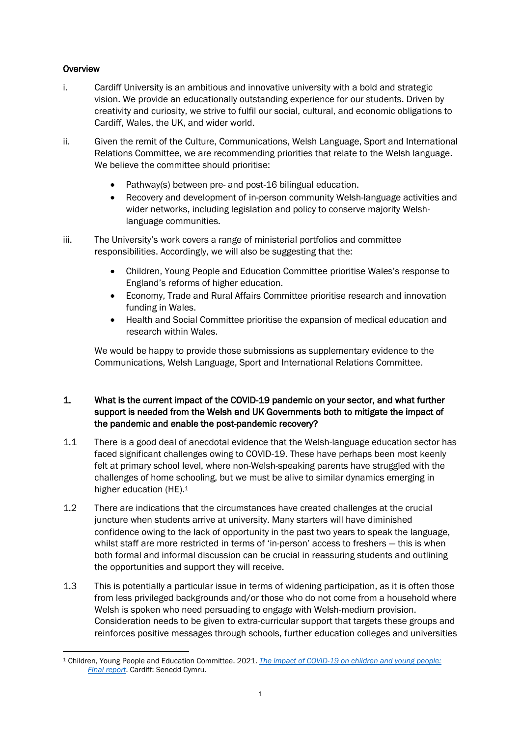**Overview**

i. Cardiff University is an ambitious and innovative university with a bold and strategic vision. We provide an educationally outstanding experience for our students. Driven by creativity and curiosity, we strive to fulfil our social, cultural, and economic obligations to Cardiff, Wales, the UK, and wider world.

ii. Given the remit of the Culture, Communications, Welsh Language, Sport and International Relations Committee, we are recommending priorities that relate to the Welsh language. We believe the committee should prioritise:

- Pathway(s) between pre- and post-16 bilingual education.
- Recovery and development of in-person community Welsh-language activities and wider networks, including legislation and policy to conserve majority Welsh-language communities.

iii. The University's work covers a range of ministerial portfolios and committee responsibilities. Accordingly, we will also be suggesting that the:

- Children, Young People and Education Committee prioritise Wales's response to England's reforms of higher education.
- Economy, Trade and Rural Affairs Committee prioritise research and innovation funding in Wales.
- Health and Social Committee prioritise the expansion of medical education and research within Wales.

We would be happy to provide those submissions as supplementary evidence to the Communications, Welsh Language, Sport and International Relations Committee.

**1. What is the current impact of the COVID-19 pandemic on your sector, and what further support is needed from the Welsh and UK Governments both to mitigate the impact of the pandemic and enable the post-pandemic recovery?**

1.1 There is a good deal of anecdotal evidence that the Welsh-language education sector has faced significant challenges owing to COVID-19. These have perhaps been most keenly felt at primary school level, where non-Welsh-speaking parents have struggled with the challenges of home schooling, but we must be alive to similar dynamics emerging in higher education (HE).[1]

1.2 There are indications that the circumstances have created challenges at the crucial juncture when students arrive at university. Many starters will have diminished confidence owing to the lack of opportunity in the past two years to speak the language, whilst staff are more restricted in terms of 'in-person' access to freshers — this is when both formal and informal discussion can be crucial in reassuring students and outlining the opportunities and support they will receive.

1.3 This is potentially a particular issue in terms of widening participation, as it is often those from less privileged backgrounds and/or those who do not come from a household where Welsh is spoken who need persuading to engage with Welsh-medium provision. Consideration needs to be given to extra-curricular support that targets these groups and reinforces positive messages through schools, further education colleges and universities

---

[1] Children, Young People and Education Committee. 2021. *The impact of COVID-19 on children and young people: Final report*. Cardiff: Senedd Cymru.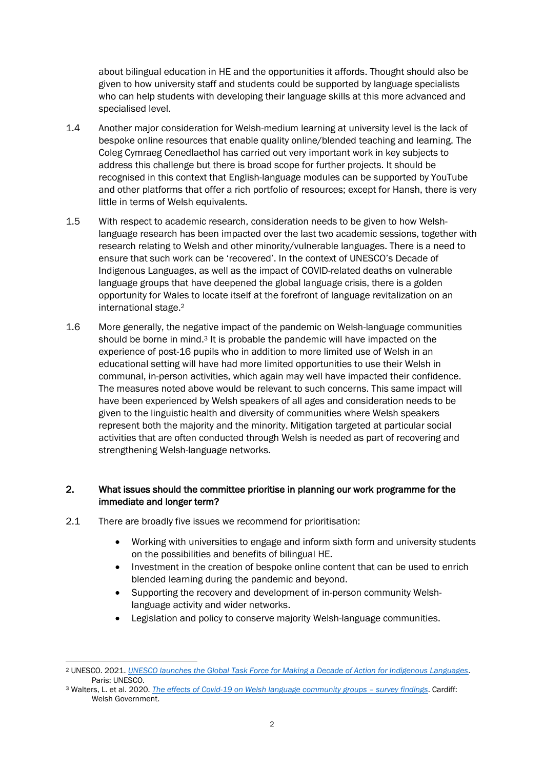about bilingual education in HE and the opportunities it affords. Thought should also be given to how university staff and students could be supported by language specialists who can help students with developing their language skills at this more advanced and specialised level.

1.4 Another major consideration for Welsh-medium learning at university level is the lack of bespoke online resources that enable quality online/blended teaching and learning. The Coleg Cymraeg Cenedlaethol has carried out very important work in key subjects to address this challenge but there is broad scope for further projects. It should be recognised in this context that English-language modules can be supported by YouTube and other platforms that offer a rich portfolio of resources; except for Hansh, there is very little in terms of Welsh equivalents.

1.5 With respect to academic research, consideration needs to be given to how Welsh-language research has been impacted over the last two academic sessions, together with research relating to Welsh and other minority/vulnerable languages. There is a need to ensure that such work can be 'recovered'. In the context of UNESCO's Decade of Indigenous Languages, as well as the impact of COVID-related deaths on vulnerable language groups that have deepened the global language crisis, there is a golden opportunity for Wales to locate itself at the forefront of language revitalization on an international stage.[2]

1.6 More generally, the negative impact of the pandemic on Welsh-language communities should be borne in mind.[3] It is probable the pandemic will have impacted on the experience of post-16 pupils who in addition to more limited use of Welsh in an educational setting will have had more limited opportunities to use their Welsh in communal, in-person activities, which again may well have impacted their confidence. The measures noted above would be relevant to such concerns. This same impact will have been experienced by Welsh speakers of all ages and consideration needs to be given to the linguistic health and diversity of communities where Welsh speakers represent both the majority and the minority. Mitigation targeted at particular social activities that are often conducted through Welsh is needed as part of recovering and strengthening Welsh-language networks.

## 2. What issues should the committee prioritise in planning our work programme for the immediate and longer term?

2.1 There are broadly five issues we recommend for prioritisation:

- Working with universities to engage and inform sixth form and university students on the possibilities and benefits of bilingual HE.
- Investment in the creation of bespoke online content that can be used to enrich blended learning during the pandemic and beyond.
- Supporting the recovery and development of in-person community Welsh-language activity and wider networks.
- Legislation and policy to conserve majority Welsh-language communities.

---

[2] UNESCO. 2021. *UNESCO launches the Global Task Force for Making a Decade of Action for Indigenous Languages*. Paris: UNESCO.

[3] Walters, L. et al. 2020. *The effects of Covid-19 on Welsh language community groups – survey findings*. Cardiff: Welsh Government.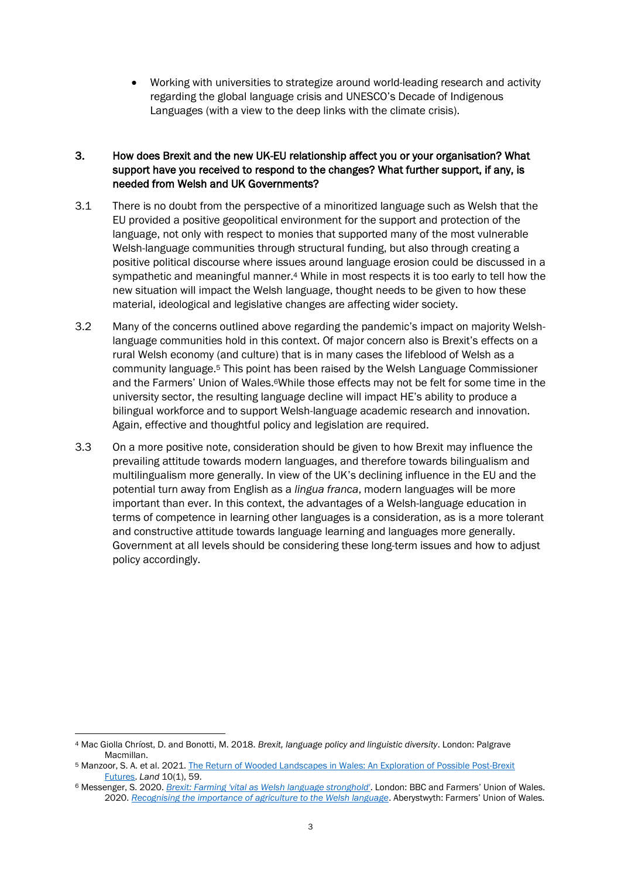- Working with universities to strategize around world-leading research and activity regarding the global language crisis and UNESCO's Decade of Indigenous Languages (with a view to the deep links with the climate crisis).

### 3. How does Brexit and the new UK-EU relationship affect you or your organisation? What support have you received to respond to the changes? What further support, if any, is needed from Welsh and UK Governments?

3.1 There is no doubt from the perspective of a minoritized language such as Welsh that the EU provided a positive geopolitical environment for the support and protection of the language, not only with respect to monies that supported many of the most vulnerable Welsh-language communities through structural funding, but also through creating a positive political discourse where issues around language erosion could be discussed in a sympathetic and meaningful manner.[4] While in most respects it is too early to tell how the new situation will impact the Welsh language, thought needs to be given to how these material, ideological and legislative changes are affecting wider society.

3.2 Many of the concerns outlined above regarding the pandemic's impact on majority Welsh-language communities hold in this context. Of major concern also is Brexit's effects on a rural Welsh economy (and culture) that is in many cases the lifeblood of Welsh as a community language.[5] This point has been raised by the Welsh Language Commissioner and the Farmers' Union of Wales.[6] While those effects may not be felt for some time in the university sector, the resulting language decline will impact HE's ability to produce a bilingual workforce and to support Welsh-language academic research and innovation. Again, effective and thoughtful policy and legislation are required.

3.3 On a more positive note, consideration should be given to how Brexit may influence the prevailing attitude towards modern languages, and therefore towards bilingualism and multilingualism more generally. In view of the UK's declining influence in the EU and the potential turn away from English as a *lingua franca*, modern languages will be more important than ever. In this context, the advantages of a Welsh-language education in terms of competence in learning other languages is a consideration, as is a more tolerant and constructive attitude towards language learning and languages more generally. Government at all levels should be considering these long-term issues and how to adjust policy accordingly.

---

[4] Mac Giolla Chríost, D. and Bonotti, M. 2018. *Brexit, language policy and linguistic diversity*. London: Palgrave Macmillan.

[5] Manzoor, S. A. et al. 2021. [The Return of Wooded Landscapes in Wales: An Exploration of Possible Post-Brexit Futures](). *Land* 10(1), 59.

[6] Messenger, S. 2020. *[Brexit: Farming 'vital as Welsh language stronghold']()*. London: BBC and Farmers' Union of Wales. 2020. *[Recognising the importance of agriculture to the Welsh language]()*. Aberystwyth: Farmers' Union of Wales.